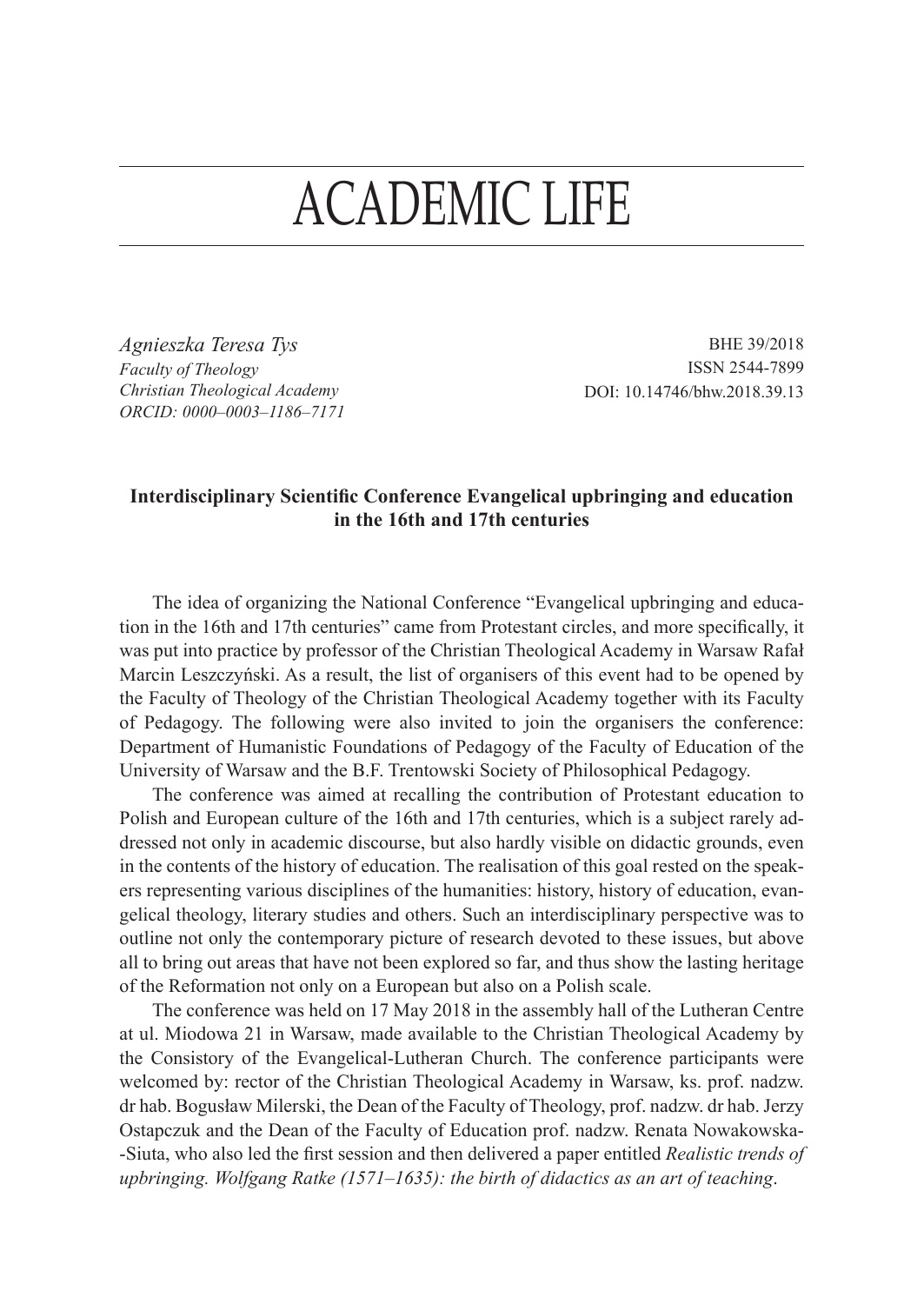# ACADEMIC LIFE

*Agnieszka Teresa Tys*
*Faculty of Theology*
*Christian Theological Academy*
*ORCID: 0000–0003–1186–7171*

BHE 39/2018
ISSN 2544-7899
DOI: 10.14746/bhw.2018.39.13

### Interdisciplinary Scientific Conference Evangelical upbringing and education in the 16th and 17th centuries

The idea of organizing the National Conference "Evangelical upbringing and education in the 16th and 17th centuries" came from Protestant circles, and more specifically, it was put into practice by professor of the Christian Theological Academy in Warsaw Rafał Marcin Leszczyński. As a result, the list of organisers of this event had to be opened by the Faculty of Theology of the Christian Theological Academy together with its Faculty of Pedagogy. The following were also invited to join the organisers the conference: Department of Humanistic Foundations of Pedagogy of the Faculty of Education of the University of Warsaw and the B.F. Trentowski Society of Philosophical Pedagogy.

The conference was aimed at recalling the contribution of Protestant education to Polish and European culture of the 16th and 17th centuries, which is a subject rarely addressed not only in academic discourse, but also hardly visible on didactic grounds, even in the contents of the history of education. The realisation of this goal rested on the speakers representing various disciplines of the humanities: history, history of education, evangelical theology, literary studies and others. Such an interdisciplinary perspective was to outline not only the contemporary picture of research devoted to these issues, but above all to bring out areas that have not been explored so far, and thus show the lasting heritage of the Reformation not only on a European but also on a Polish scale.

The conference was held on 17 May 2018 in the assembly hall of the Lutheran Centre at ul. Miodowa 21 in Warsaw, made available to the Christian Theological Academy by the Consistory of the Evangelical-Lutheran Church. The conference participants were welcomed by: rector of the Christian Theological Academy in Warsaw, ks. prof. nadzw. dr hab. Bogusław Milerski, the Dean of the Faculty of Theology, prof. nadzw. dr hab. Jerzy Ostapczuk and the Dean of the Faculty of Education prof. nadzw. Renata Nowakowska-Siuta, who also led the first session and then delivered a paper entitled *Realistic trends of upbringing. Wolfgang Ratke (1571–1635): the birth of didactics as an art of teaching*.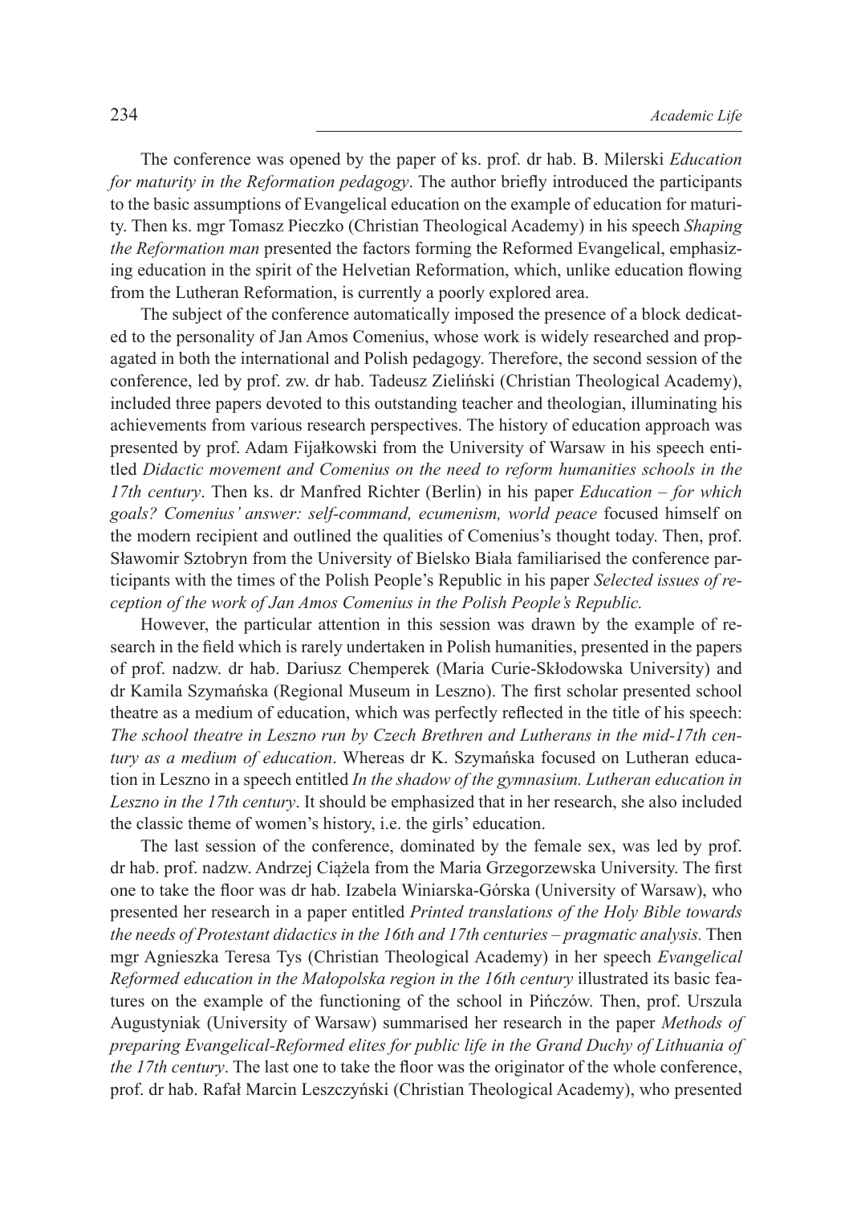The conference was opened by the paper of ks. prof. dr hab. B. Milerski *Education for maturity in the Reformation pedagogy*. The author briefly introduced the participants to the basic assumptions of Evangelical education on the example of education for maturity. Then ks. mgr Tomasz Pieczko (Christian Theological Academy) in his speech *Shaping the Reformation man* presented the factors forming the Reformed Evangelical, emphasizing education in the spirit of the Helvetian Reformation, which, unlike education flowing from the Lutheran Reformation, is currently a poorly explored area.

The subject of the conference automatically imposed the presence of a block dedicated to the personality of Jan Amos Comenius, whose work is widely researched and propagated in both the international and Polish pedagogy. Therefore, the second session of the conference, led by prof. zw. dr hab. Tadeusz Zieliński (Christian Theological Academy), included three papers devoted to this outstanding teacher and theologian, illuminating his achievements from various research perspectives. The history of education approach was presented by prof. Adam Fijałkowski from the University of Warsaw in his speech entitled *Didactic movement and Comenius on the need to reform humanities schools in the 17th century*. Then ks. dr Manfred Richter (Berlin) in his paper *Education – for which goals? Comenius' answer: self-command, ecumenism, world peace* focused himself on the modern recipient and outlined the qualities of Comenius's thought today. Then, prof. Sławomir Sztobryn from the University of Bielsko Biała familiarised the conference participants with the times of the Polish People's Republic in his paper *Selected issues of reception of the work of Jan Amos Comenius in the Polish People's Republic.*

However, the particular attention in this session was drawn by the example of research in the field which is rarely undertaken in Polish humanities, presented in the papers of prof. nadzw. dr hab. Dariusz Chemperek (Maria Curie-Skłodowska University) and dr Kamila Szymańska (Regional Museum in Leszno). The first scholar presented school theatre as a medium of education, which was perfectly reflected in the title of his speech: *The school theatre in Leszno run by Czech Brethren and Lutherans in the mid-17th century as a medium of education*. Whereas dr K. Szymańska focused on Lutheran education in Leszno in a speech entitled *In the shadow of the gymnasium. Lutheran education in Leszno in the 17th century*. It should be emphasized that in her research, she also included the classic theme of women's history, i.e. the girls' education.

The last session of the conference, dominated by the female sex, was led by prof. dr hab. prof. nadzw. Andrzej Ciążela from the Maria Grzegorzewska University. The first one to take the floor was dr hab. Izabela Winiarska-Górska (University of Warsaw), who presented her research in a paper entitled *Printed translations of the Holy Bible towards the needs of Protestant didactics in the 16th and 17th centuries – pragmatic analysis.* Then mgr Agnieszka Teresa Tys (Christian Theological Academy) in her speech *Evangelical Reformed education in the Małopolska region in the 16th century* illustrated its basic features on the example of the functioning of the school in Pińczów. Then, prof. Urszula Augustyniak (University of Warsaw) summarised her research in the paper *Methods of preparing Evangelical-Reformed elites for public life in the Grand Duchy of Lithuania of the 17th century*. The last one to take the floor was the originator of the whole conference, prof. dr hab. Rafał Marcin Leszczyński (Christian Theological Academy), who presented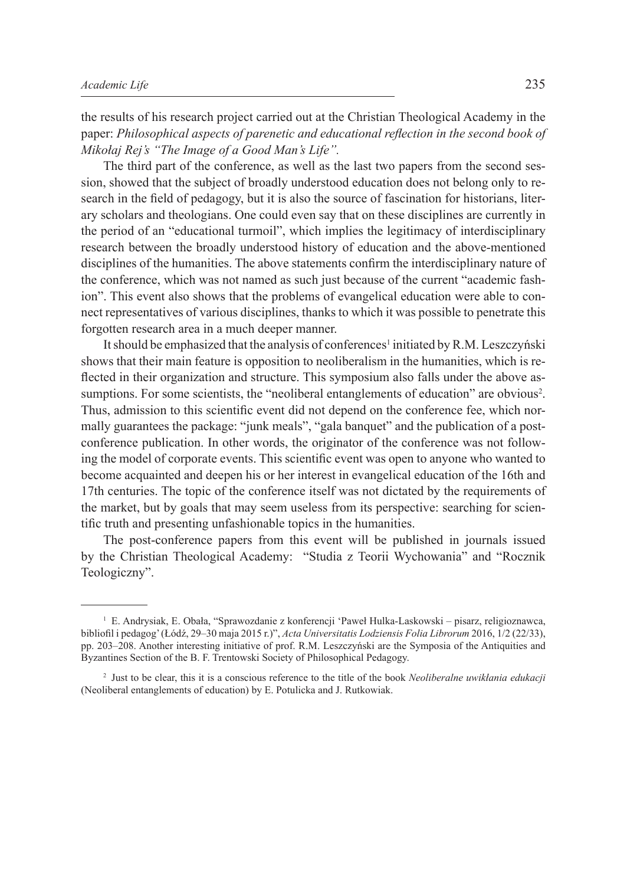the results of his research project carried out at the Christian Theological Academy in the paper: *Philosophical aspects of parenetic and educational reflection in the second book of Mikołaj Rej's "The Image of a Good Man's Life".*

The third part of the conference, as well as the last two papers from the second session, showed that the subject of broadly understood education does not belong only to research in the field of pedagogy, but it is also the source of fascination for historians, literary scholars and theologians. One could even say that on these disciplines are currently in the period of an "educational turmoil", which implies the legitimacy of interdisciplinary research between the broadly understood history of education and the above-mentioned disciplines of the humanities. The above statements confirm the interdisciplinary nature of the conference, which was not named as such just because of the current "academic fashion". This event also shows that the problems of evangelical education were able to connect representatives of various disciplines, thanks to which it was possible to penetrate this forgotten research area in a much deeper manner.

It should be emphasized that the analysis of conferences[1] initiated by R.M. Leszczyński shows that their main feature is opposition to neoliberalism in the humanities, which is reflected in their organization and structure. This symposium also falls under the above assumptions. For some scientists, the "neoliberal entanglements of education" are obvious[2]. Thus, admission to this scientific event did not depend on the conference fee, which normally guarantees the package: "junk meals", "gala banquet" and the publication of a post-conference publication. In other words, the originator of the conference was not following the model of corporate events. This scientific event was open to anyone who wanted to become acquainted and deepen his or her interest in evangelical education of the 16th and 17th centuries. The topic of the conference itself was not dictated by the requirements of the market, but by goals that may seem useless from its perspective: searching for scientific truth and presenting unfashionable topics in the humanities.

The post-conference papers from this event will be published in journals issued by the Christian Theological Academy: "Studia z Teorii Wychowania" and "Rocznik Teologiczny".

---

[1] E. Andrysiak, E. Obała, "Sprawozdanie z konferencji 'Paweł Hulka-Laskowski – pisarz, religioznawca, bibliofil i pedagog' (Łódź, 29–30 maja 2015 r.)", *Acta Universitatis Lodziensis Folia Librorum* 2016, 1/2 (22/33), pp. 203–208. Another interesting initiative of prof. R.M. Leszczyński are the Symposia of the Antiquities and Byzantines Section of the B. F. Trentowski Society of Philosophical Pedagogy.

[2] Just to be clear, this it is a conscious reference to the title of the book *Neoliberalne uwikłania edukacji* (Neoliberal entanglements of education) by E. Potulicka and J. Rutkowiak.